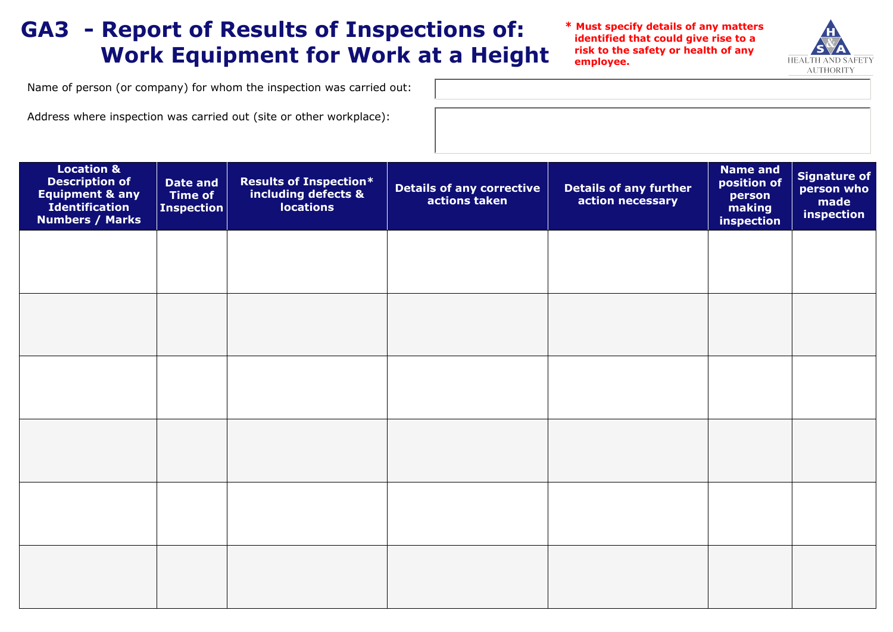# GA3 - Report of Results of Inspections of: Work Equipment for Work at a Height

**\* Must specify details of any matters identified that could give rise to a risk to the safety or health of any employee.**

HEALTH AND SAFETY AUTHORITY

Name of person (or company) for whom the inspection was carried out:

Address where inspection was carried out (site or other workplace):

| Location & Description of Equipment & any Identification Numbers / Marks | Date and Time of Inspection | Results of Inspection* including defects & locations | Details of any corrective actions taken | Details of any further action necessary | Name and position of person making inspection | Signature of person who made inspection |
|---|---|---|---|---|---|---|
| | | | | | | |
| | | | | | | |
| | | | | | | |
| | | | | | | |
| | | | | | | |
| | | | | | | |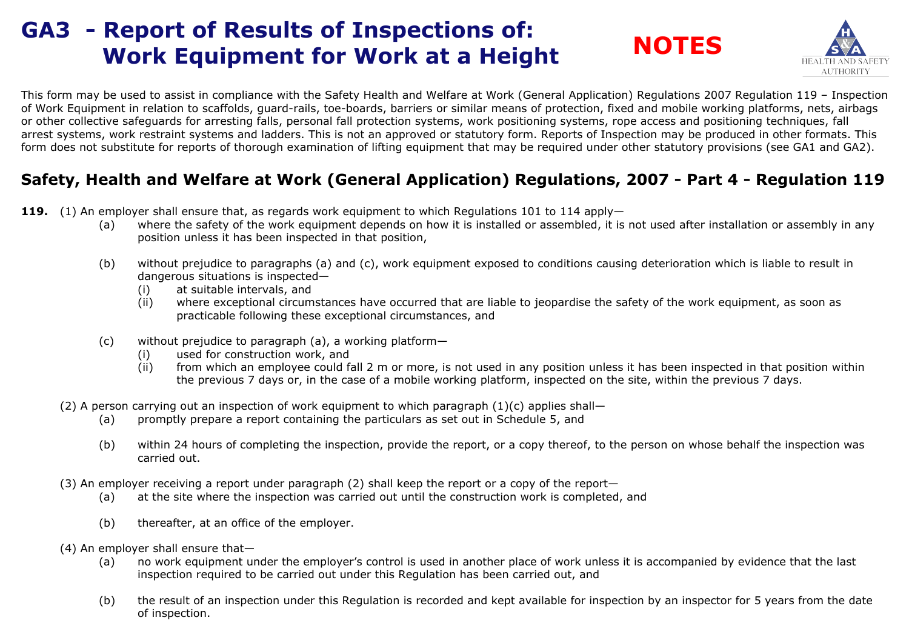# GA3 - Report of Results of Inspections of: Work Equipment for Work at a Height

**NOTES**

HEALTH AND SAFETY AUTHORITY

This form may be used to assist in compliance with the Safety Health and Welfare at Work (General Application) Regulations 2007 Regulation 119 – Inspection of Work Equipment in relation to scaffolds, guard-rails, toe-boards, barriers or similar means of protection, fixed and mobile working platforms, nets, airbags or other collective safeguards for arresting falls, personal fall protection systems, work positioning systems, rope access and positioning techniques, fall arrest systems, work restraint systems and ladders. This is not an approved or statutory form. Reports of Inspection may be produced in other formats. This form does not substitute for reports of thorough examination of lifting equipment that may be required under other statutory provisions (see GA1 and GA2).

## Safety, Health and Welfare at Work (General Application) Regulations, 2007 - Part 4 - Regulation 119

**119.** (1) An employer shall ensure that, as regards work equipment to which Regulations 101 to 114 apply—

- (a) where the safety of the work equipment depends on how it is installed or assembled, it is not used after installation or assembly in any position unless it has been inspected in that position,

- (b) without prejudice to paragraphs (a) and (c), work equipment exposed to conditions causing deterioration which is liable to result in dangerous situations is inspected—
  - (i) at suitable intervals, and
  - (ii) where exceptional circumstances have occurred that are liable to jeopardise the safety of the work equipment, as soon as practicable following these exceptional circumstances, and

- (c) without prejudice to paragraph (a), a working platform—
  - (i) used for construction work, and
  - (ii) from which an employee could fall 2 m or more, is not used in any position unless it has been inspected in that position within the previous 7 days or, in the case of a mobile working platform, inspected on the site, within the previous 7 days.

(2) A person carrying out an inspection of work equipment to which paragraph (1)(c) applies shall—

- (a) promptly prepare a report containing the particulars as set out in Schedule 5, and

- (b) within 24 hours of completing the inspection, provide the report, or a copy thereof, to the person on whose behalf the inspection was carried out.

(3) An employer receiving a report under paragraph (2) shall keep the report or a copy of the report—

- (a) at the site where the inspection was carried out until the construction work is completed, and

- (b) thereafter, at an office of the employer.

(4) An employer shall ensure that—

- (a) no work equipment under the employer's control is used in another place of work unless it is accompanied by evidence that the last inspection required to be carried out under this Regulation has been carried out, and

- (b) the result of an inspection under this Regulation is recorded and kept available for inspection by an inspector for 5 years from the date of inspection.